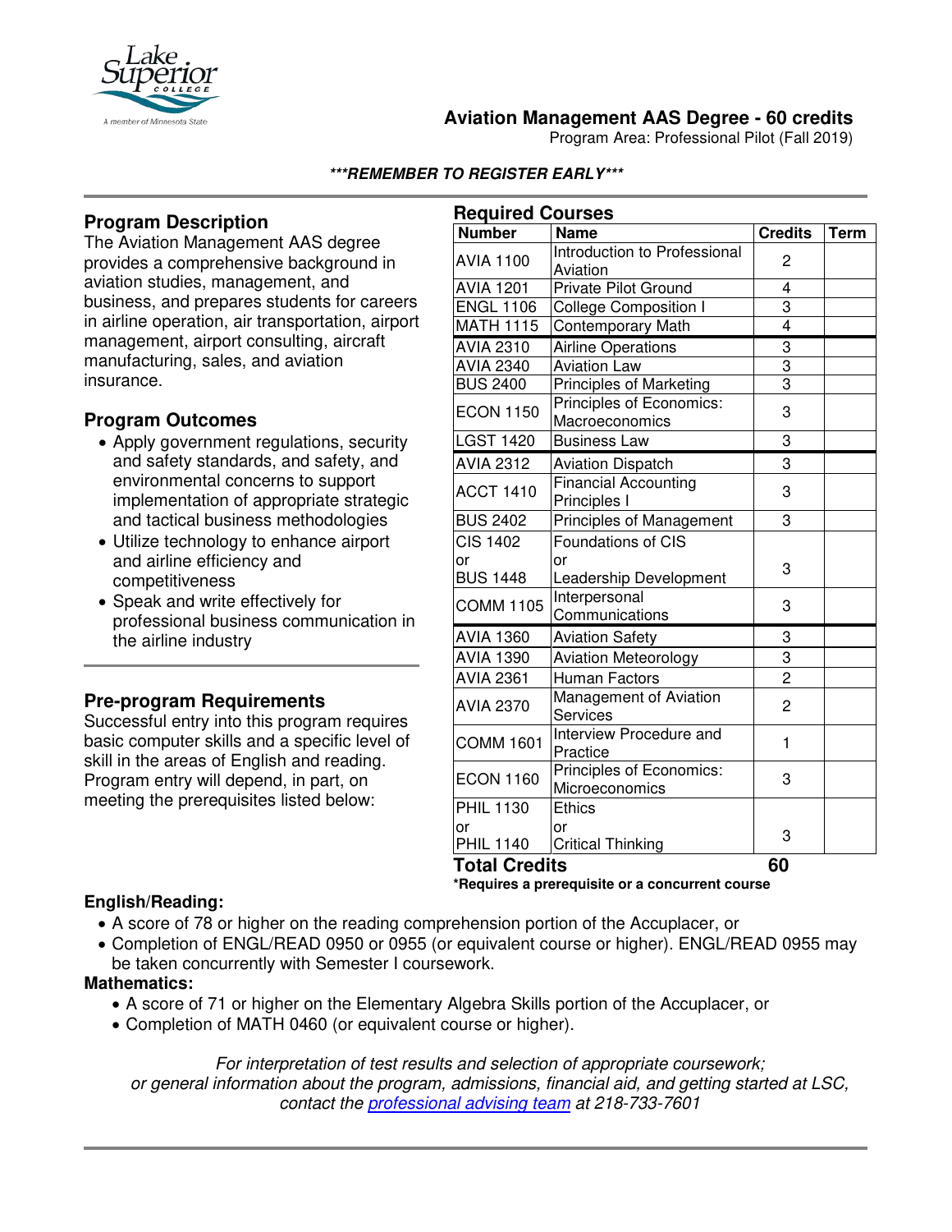# Aviation Management AAS Degree - 60 credits

Program Area: Professional Pilot (Fall 2019)

***REMEMBER TO REGISTER EARLY***

## Program Description

The Aviation Management AAS degree provides a comprehensive background in aviation studies, management, and business, and prepares students for careers in airline operation, air transportation, airport management, airport consulting, aircraft manufacturing, sales, and aviation insurance.

## Program Outcomes

- Apply government regulations, security and safety standards, and safety, and environmental concerns to support implementation of appropriate strategic and tactical business methodologies
- Utilize technology to enhance airport and airline efficiency and competitiveness
- Speak and write effectively for professional business communication in the airline industry

## Pre-program Requirements

Successful entry into this program requires basic computer skills and a specific level of skill in the areas of English and reading. Program entry will depend, in part, on meeting the prerequisites listed below:

## Required Courses

| Number | Name | Credits | Term |
|---|---|---|---|
| AVIA 1100 | Introduction to Professional Aviation | 2 | |
| AVIA 1201 | Private Pilot Ground | 4 | |
| ENGL 1106 | College Composition I | 3 | |
| MATH 1115 | Contemporary Math | 4 | |
| AVIA 2310 | Airline Operations | 3 | |
| AVIA 2340 | Aviation Law | 3 | |
| BUS 2400 | Principles of Marketing | 3 | |
| ECON 1150 | Principles of Economics: Macroeconomics | 3 | |
| LGST 1420 | Business Law | 3 | |
| AVIA 2312 | Aviation Dispatch | 3 | |
| ACCT 1410 | Financial Accounting Principles I | 3 | |
| BUS 2402 | Principles of Management | 3 | |
| CIS 1402 or BUS 1448 | Foundations of CIS or Leadership Development | 3 | |
| COMM 1105 | Interpersonal Communications | 3 | |
| AVIA 1360 | Aviation Safety | 3 | |
| AVIA 1390 | Aviation Meteorology | 3 | |
| AVIA 2361 | Human Factors | 2 | |
| AVIA 2370 | Management of Aviation Services | 2 | |
| COMM 1601 | Interview Procedure and Practice | 1 | |
| ECON 1160 | Principles of Economics: Microeconomics | 3 | |
| PHIL 1130 or PHIL 1140 | Ethics or Critical Thinking | 3 | |
| **Total Credits** | | **60** | |

***Requires a prerequisite or a concurrent course**

**English/Reading:**

- A score of 78 or higher on the reading comprehension portion of the Accuplacer, or
- Completion of ENGL/READ 0950 or 0955 (or equivalent course or higher). ENGL/READ 0955 may be taken concurrently with Semester I coursework.

**Mathematics:**

- A score of 71 or higher on the Elementary Algebra Skills portion of the Accuplacer, or
- Completion of MATH 0460 (or equivalent course or higher).

*For interpretation of test results and selection of appropriate coursework; or general information about the program, admissions, financial aid, and getting started at LSC, contact the professional advising team at 218-733-7601*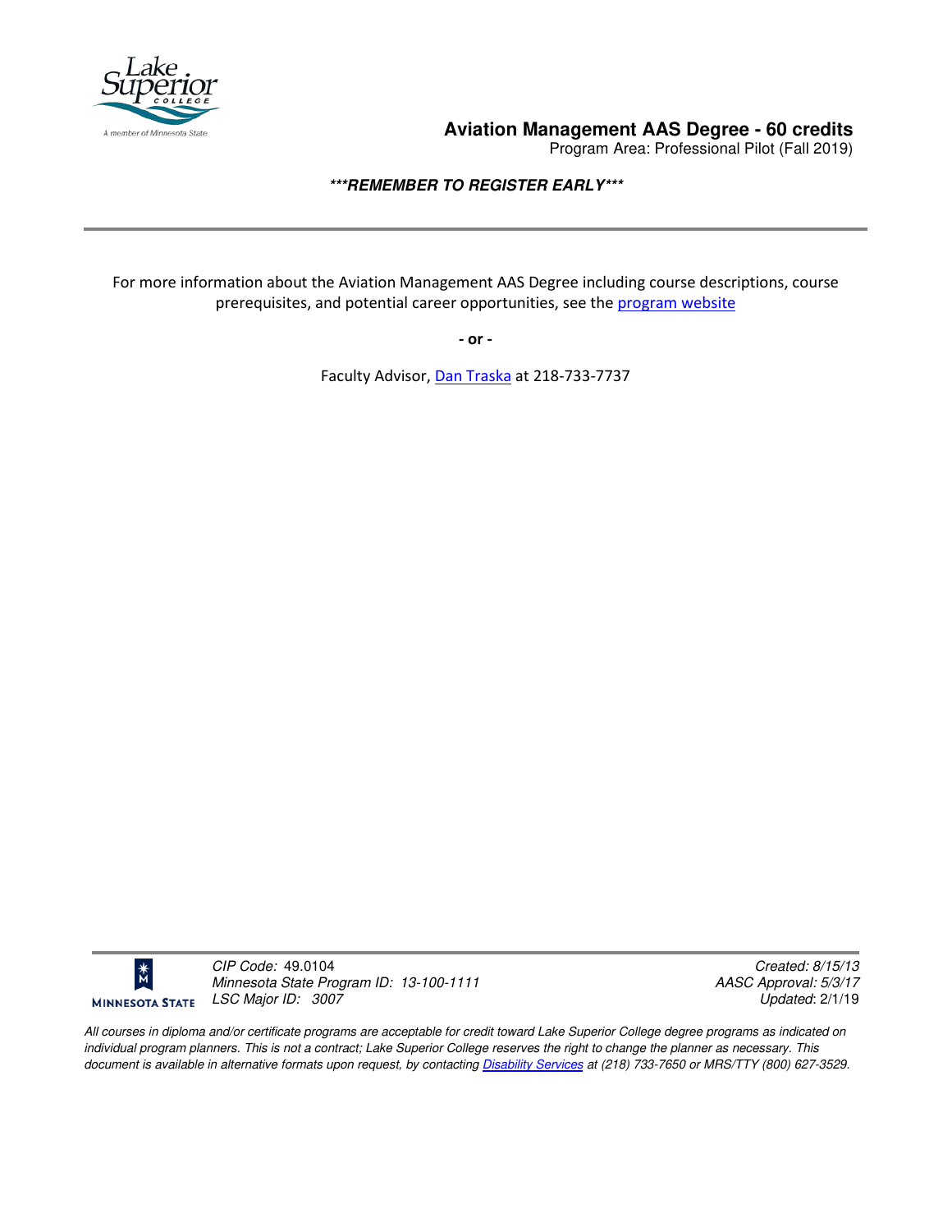# Aviation Management AAS Degree - 60 credits

Program Area: Professional Pilot (Fall 2019)

***REMEMBER TO REGISTER EARLY***

---

For more information about the Aviation Management AAS Degree including course descriptions, course prerequisites, and potential career opportunities, see the program website

**- or -**

Faculty Advisor, Dan Traska at 218-733-7737

---

*CIP Code:* 49.0104
*Minnesota State Program ID: 13-100-1111*
*LSC Major ID: 3007*

*Created: 8/15/13*
*AASC Approval: 5/3/17*
*Updated*: 2/1/19

*All courses in diploma and/or certificate programs are acceptable for credit toward Lake Superior College degree programs as indicated on individual program planners. This is not a contract; Lake Superior College reserves the right to change the planner as necessary. This document is available in alternative formats upon request, by contacting Disability Services at (218) 733-7650 or MRS/TTY (800) 627-3529.*